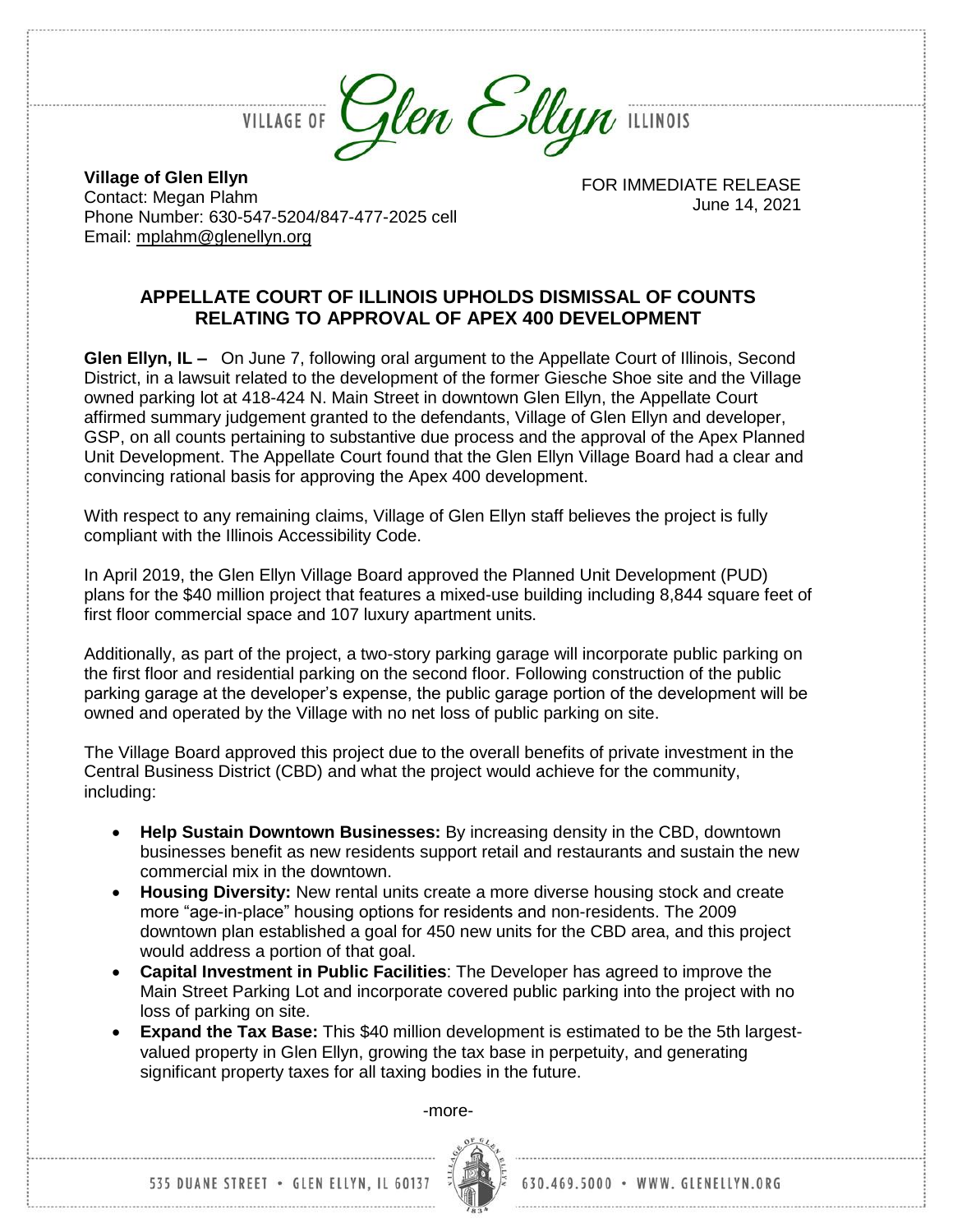VILLAGE OF Glen Ellyn ILLINOIS

**Village of Glen Ellyn**
Contact: Megan Plahm
Phone Number: 630-547-5204/847-477-2025 cell
Email: mplahm@glenellyn.org

FOR IMMEDIATE RELEASE
June 14, 2021

## APPELLATE COURT OF ILLINOIS UPHOLDS DISMISSAL OF COUNTS RELATING TO APPROVAL OF APEX 400 DEVELOPMENT

**Glen Ellyn, IL –** On June 7, following oral argument to the Appellate Court of Illinois, Second District, in a lawsuit related to the development of the former Giesche Shoe site and the Village owned parking lot at 418-424 N. Main Street in downtown Glen Ellyn, the Appellate Court affirmed summary judgement granted to the defendants, Village of Glen Ellyn and developer, GSP, on all counts pertaining to substantive due process and the approval of the Apex Planned Unit Development. The Appellate Court found that the Glen Ellyn Village Board had a clear and convincing rational basis for approving the Apex 400 development.

With respect to any remaining claims, Village of Glen Ellyn staff believes the project is fully compliant with the Illinois Accessibility Code.

In April 2019, the Glen Ellyn Village Board approved the Planned Unit Development (PUD) plans for the $40 million project that features a mixed-use building including 8,844 square feet of first floor commercial space and 107 luxury apartment units.

Additionally, as part of the project, a two-story parking garage will incorporate public parking on the first floor and residential parking on the second floor. Following construction of the public parking garage at the developer's expense, the public garage portion of the development will be owned and operated by the Village with no net loss of public parking on site.

The Village Board approved this project due to the overall benefits of private investment in the Central Business District (CBD) and what the project would achieve for the community, including:

- **Help Sustain Downtown Businesses:** By increasing density in the CBD, downtown businesses benefit as new residents support retail and restaurants and sustain the new commercial mix in the downtown.
- **Housing Diversity:** New rental units create a more diverse housing stock and create more "age-in-place" housing options for residents and non-residents. The 2009 downtown plan established a goal for 450 new units for the CBD area, and this project would address a portion of that goal.
- **Capital Investment in Public Facilities**: The Developer has agreed to improve the Main Street Parking Lot and incorporate covered public parking into the project with no loss of parking on site.
- **Expand the Tax Base:** This $40 million development is estimated to be the 5th largest-valued property in Glen Ellyn, growing the tax base in perpetuity, and generating significant property taxes for all taxing bodies in the future.

-more-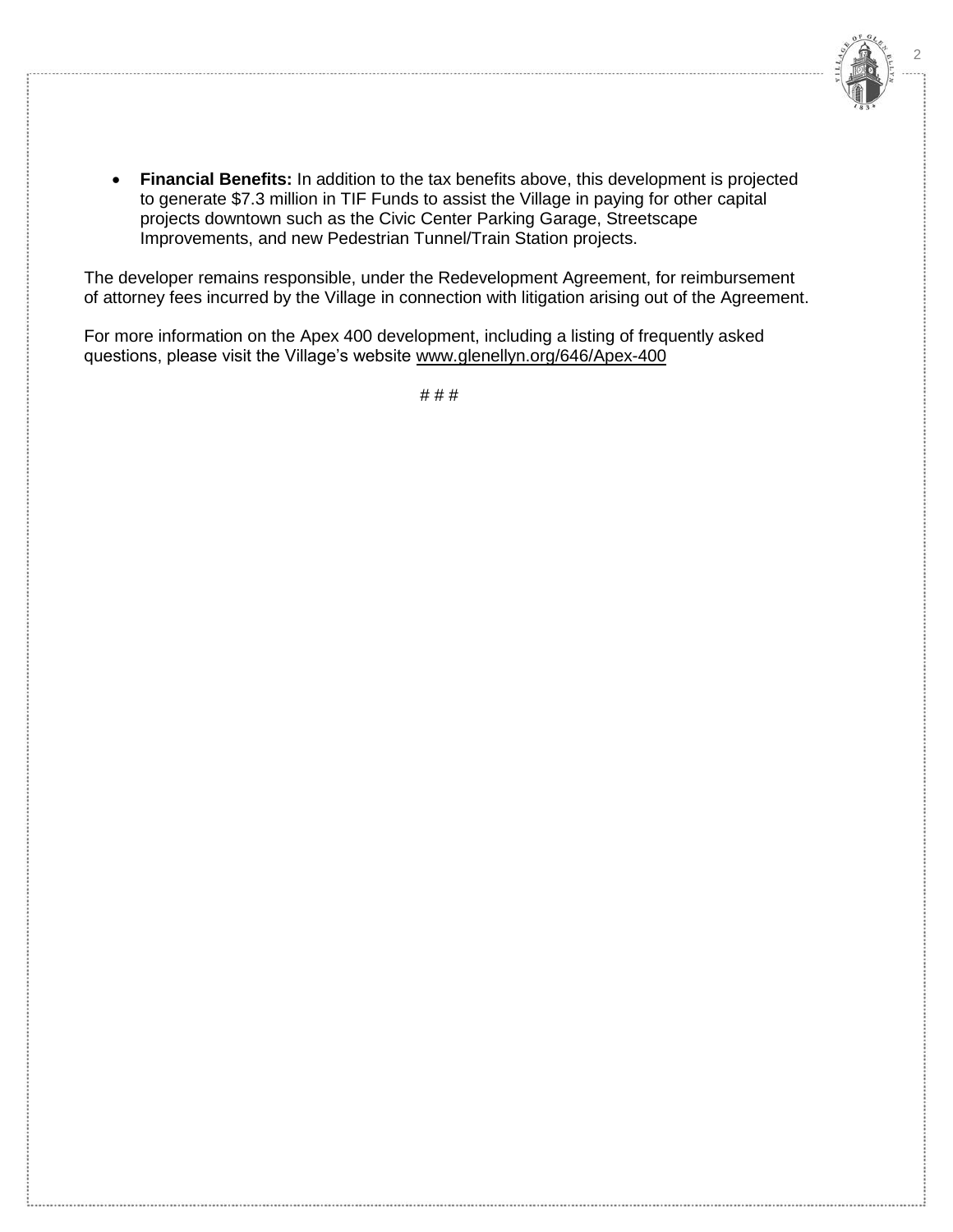- **Financial Benefits:** In addition to the tax benefits above, this development is projected to generate $7.3 million in TIF Funds to assist the Village in paying for other capital projects downtown such as the Civic Center Parking Garage, Streetscape Improvements, and new Pedestrian Tunnel/Train Station projects.

The developer remains responsible, under the Redevelopment Agreement, for reimbursement of attorney fees incurred by the Village in connection with litigation arising out of the Agreement.

For more information on the Apex 400 development, including a listing of frequently asked questions, please visit the Village's website www.glenellyn.org/646/Apex-400

# # #